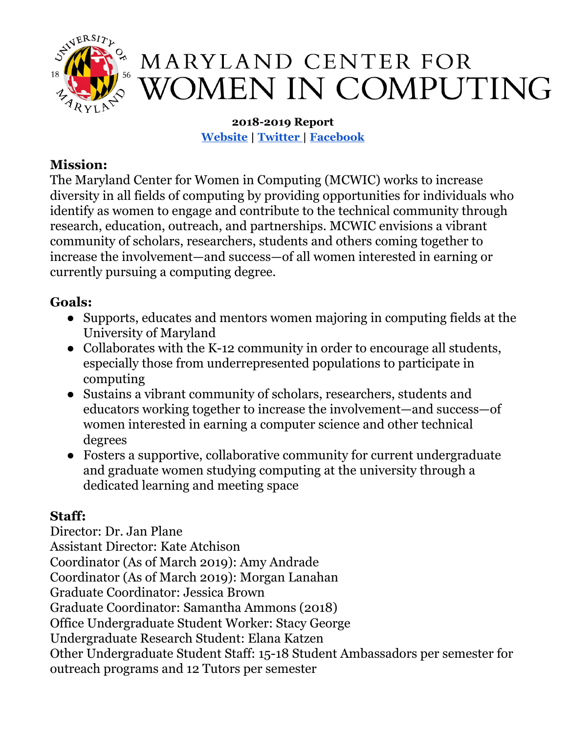# MARYLAND CENTER FOR WOMEN IN COMPUTING

**2018-2019 Report**

**Website** | **Twitter** | **Facebook**

**Mission:**

The Maryland Center for Women in Computing (MCWIC) works to increase diversity in all fields of computing by providing opportunities for individuals who identify as women to engage and contribute to the technical community through research, education, outreach, and partnerships. MCWIC envisions a vibrant community of scholars, researchers, students and others coming together to increase the involvement—and success—of all women interested in earning or currently pursuing a computing degree.

**Goals:**

- Supports, educates and mentors women majoring in computing fields at the University of Maryland
- Collaborates with the K-12 community in order to encourage all students, especially those from underrepresented populations to participate in computing
- Sustains a vibrant community of scholars, researchers, students and educators working together to increase the involvement—and success—of women interested in earning a computer science and other technical degrees
- Fosters a supportive, collaborative community for current undergraduate and graduate women studying computing at the university through a dedicated learning and meeting space

**Staff:**

Director: Dr. Jan Plane
Assistant Director: Kate Atchison
Coordinator (As of March 2019): Amy Andrade
Coordinator (As of March 2019): Morgan Lanahan
Graduate Coordinator: Jessica Brown
Graduate Coordinator: Samantha Ammons (2018)
Office Undergraduate Student Worker: Stacy George
Undergraduate Research Student: Elana Katzen
Other Undergraduate Student Staff: 15-18 Student Ambassadors per semester for outreach programs and 12 Tutors per semester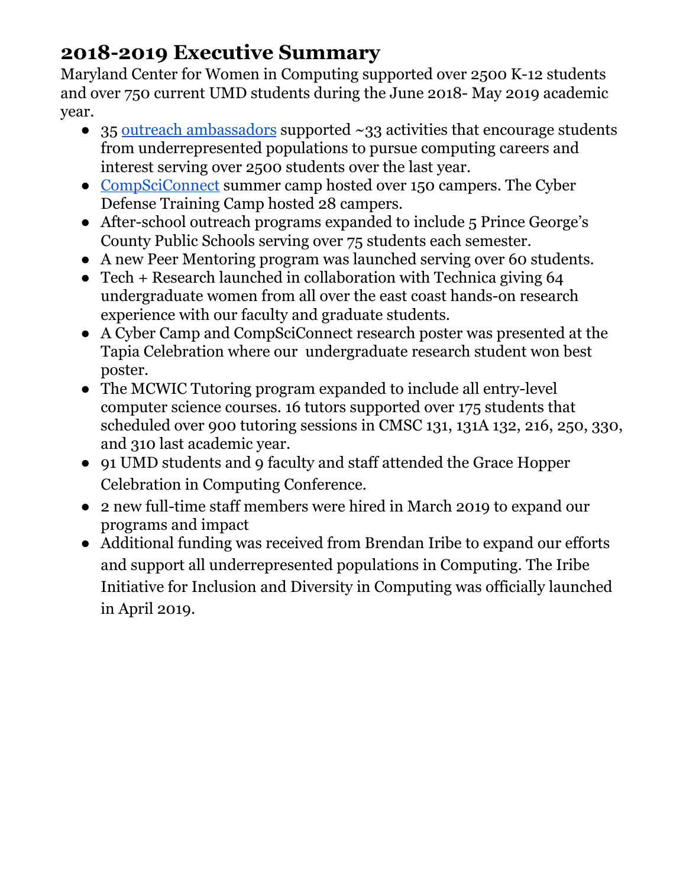## 2018-2019 Executive Summary

Maryland Center for Women in Computing supported over 2500 K-12 students and over 750 current UMD students during the June 2018- May 2019 academic year.

- 35 outreach ambassadors supported ~33 activities that encourage students from underrepresented populations to pursue computing careers and interest serving over 2500 students over the last year.
- CompSciConnect summer camp hosted over 150 campers. The Cyber Defense Training Camp hosted 28 campers.
- After-school outreach programs expanded to include 5 Prince George's County Public Schools serving over 75 students each semester.
- A new Peer Mentoring program was launched serving over 60 students.
- Tech + Research launched in collaboration with Technica giving 64 undergraduate women from all over the east coast hands-on research experience with our faculty and graduate students.
- A Cyber Camp and CompSciConnect research poster was presented at the Tapia Celebration where our undergraduate research student won best poster.
- The MCWIC Tutoring program expanded to include all entry-level computer science courses. 16 tutors supported over 175 students that scheduled over 900 tutoring sessions in CMSC 131, 131A 132, 216, 250, 330, and 310 last academic year.
- 91 UMD students and 9 faculty and staff attended the Grace Hopper Celebration in Computing Conference.
- 2 new full-time staff members were hired in March 2019 to expand our programs and impact
- Additional funding was received from Brendan Iribe to expand our efforts and support all underrepresented populations in Computing. The Iribe Initiative for Inclusion and Diversity in Computing was officially launched in April 2019.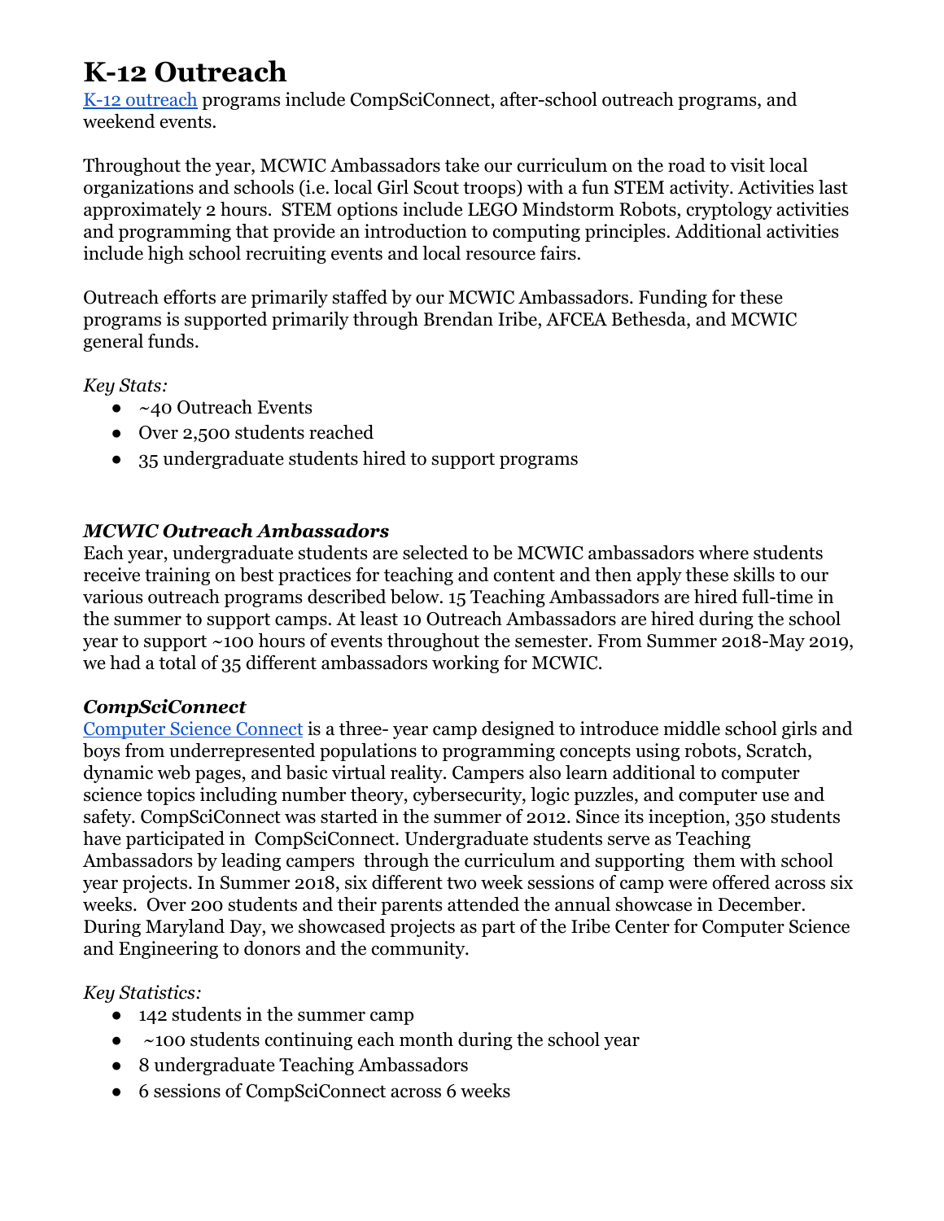# K-12 Outreach

K-12 outreach programs include CompSciConnect, after-school outreach programs, and weekend events.

Throughout the year, MCWIC Ambassadors take our curriculum on the road to visit local organizations and schools (i.e. local Girl Scout troops) with a fun STEM activity. Activities last approximately 2 hours. STEM options include LEGO Mindstorm Robots, cryptology activities and programming that provide an introduction to computing principles. Additional activities include high school recruiting events and local resource fairs.

Outreach efforts are primarily staffed by our MCWIC Ambassadors. Funding for these programs is supported primarily through Brendan Iribe, AFCEA Bethesda, and MCWIC general funds.

*Key Stats:*

- ~40 Outreach Events
- Over 2,500 students reached
- 35 undergraduate students hired to support programs

### *MCWIC Outreach Ambassadors*

Each year, undergraduate students are selected to be MCWIC ambassadors where students receive training on best practices for teaching and content and then apply these skills to our various outreach programs described below. 15 Teaching Ambassadors are hired full-time in the summer to support camps. At least 10 Outreach Ambassadors are hired during the school year to support ~100 hours of events throughout the semester. From Summer 2018-May 2019, we had a total of 35 different ambassadors working for MCWIC.

### *CompSciConnect*

Computer Science Connect is a three- year camp designed to introduce middle school girls and boys from underrepresented populations to programming concepts using robots, Scratch, dynamic web pages, and basic virtual reality. Campers also learn additional to computer science topics including number theory, cybersecurity, logic puzzles, and computer use and safety. CompSciConnect was started in the summer of 2012. Since its inception, 350 students have participated in CompSciConnect. Undergraduate students serve as Teaching Ambassadors by leading campers through the curriculum and supporting them with school year projects. In Summer 2018, six different two week sessions of camp were offered across six weeks. Over 200 students and their parents attended the annual showcase in December. During Maryland Day, we showcased projects as part of the Iribe Center for Computer Science and Engineering to donors and the community.

*Key Statistics:*

- 142 students in the summer camp
- ~100 students continuing each month during the school year
- 8 undergraduate Teaching Ambassadors
- 6 sessions of CompSciConnect across 6 weeks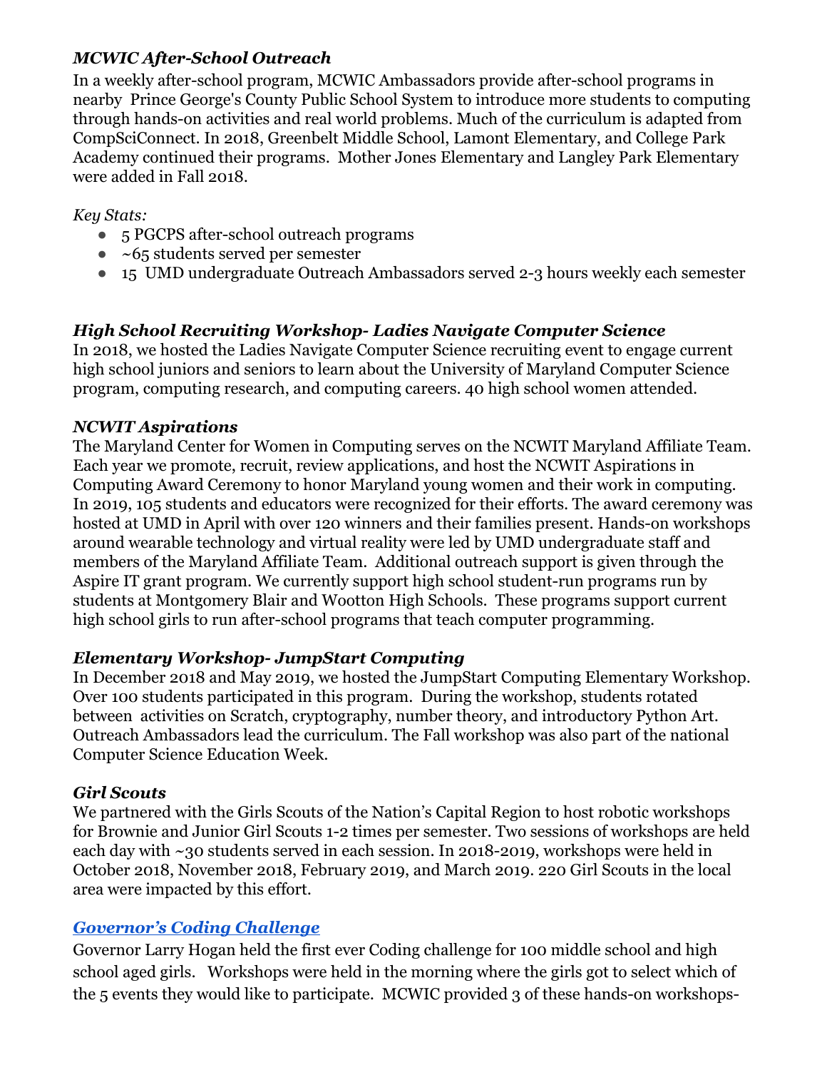### *MCWIC After-School Outreach*

In a weekly after-school program, MCWIC Ambassadors provide after-school programs in nearby Prince George's County Public School System to introduce more students to computing through hands-on activities and real world problems. Much of the curriculum is adapted from CompSciConnect. In 2018, Greenbelt Middle School, Lamont Elementary, and College Park Academy continued their programs. Mother Jones Elementary and Langley Park Elementary were added in Fall 2018.

*Key Stats:*

- 5 PGCPS after-school outreach programs
- ~65 students served per semester
- 15 UMD undergraduate Outreach Ambassadors served 2-3 hours weekly each semester

### *High School Recruiting Workshop- Ladies Navigate Computer Science*

In 2018, we hosted the Ladies Navigate Computer Science recruiting event to engage current high school juniors and seniors to learn about the University of Maryland Computer Science program, computing research, and computing careers. 40 high school women attended.

### *NCWIT Aspirations*

The Maryland Center for Women in Computing serves on the NCWIT Maryland Affiliate Team. Each year we promote, recruit, review applications, and host the NCWIT Aspirations in Computing Award Ceremony to honor Maryland young women and their work in computing. In 2019, 105 students and educators were recognized for their efforts. The award ceremony was hosted at UMD in April with over 120 winners and their families present. Hands-on workshops around wearable technology and virtual reality were led by UMD undergraduate staff and members of the Maryland Affiliate Team. Additional outreach support is given through the Aspire IT grant program. We currently support high school student-run programs run by students at Montgomery Blair and Wootton High Schools. These programs support current high school girls to run after-school programs that teach computer programming.

### *Elementary Workshop- JumpStart Computing*

In December 2018 and May 2019, we hosted the JumpStart Computing Elementary Workshop. Over 100 students participated in this program. During the workshop, students rotated between activities on Scratch, cryptography, number theory, and introductory Python Art. Outreach Ambassadors lead the curriculum. The Fall workshop was also part of the national Computer Science Education Week.

### *Girl Scouts*

We partnered with the Girls Scouts of the Nation's Capital Region to host robotic workshops for Brownie and Junior Girl Scouts 1-2 times per semester. Two sessions of workshops are held each day with ~30 students served in each session. In 2018-2019, workshops were held in October 2018, November 2018, February 2019, and March 2019. 220 Girl Scouts in the local area were impacted by this effort.

### *Governor's Coding Challenge*

Governor Larry Hogan held the first ever Coding challenge for 100 middle school and high school aged girls. Workshops were held in the morning where the girls got to select which of the 5 events they would like to participate. MCWIC provided 3 of these hands-on workshops-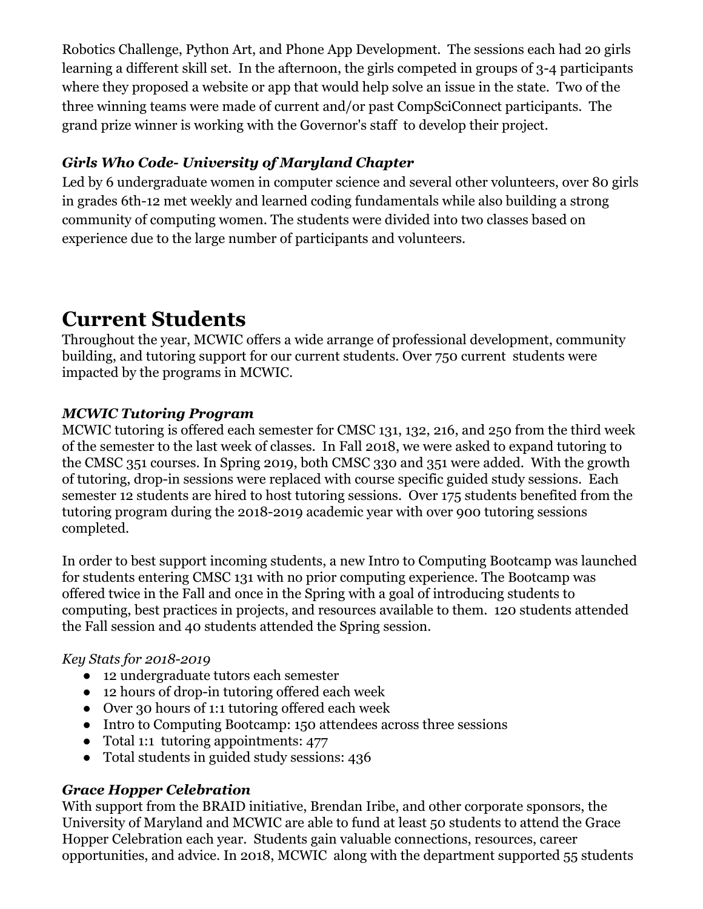Robotics Challenge, Python Art, and Phone App Development. The sessions each had 20 girls learning a different skill set. In the afternoon, the girls competed in groups of 3-4 participants where they proposed a website or app that would help solve an issue in the state. Two of the three winning teams were made of current and/or past CompSciConnect participants. The grand prize winner is working with the Governor's staff to develop their project.

### *Girls Who Code- University of Maryland Chapter*

Led by 6 undergraduate women in computer science and several other volunteers, over 80 girls in grades 6th-12 met weekly and learned coding fundamentals while also building a strong community of computing women. The students were divided into two classes based on experience due to the large number of participants and volunteers.

# Current Students

Throughout the year, MCWIC offers a wide arrange of professional development, community building, and tutoring support for our current students. Over 750 current students were impacted by the programs in MCWIC.

### *MCWIC Tutoring Program*

MCWIC tutoring is offered each semester for CMSC 131, 132, 216, and 250 from the third week of the semester to the last week of classes. In Fall 2018, we were asked to expand tutoring to the CMSC 351 courses. In Spring 2019, both CMSC 330 and 351 were added. With the growth of tutoring, drop-in sessions were replaced with course specific guided study sessions. Each semester 12 students are hired to host tutoring sessions. Over 175 students benefited from the tutoring program during the 2018-2019 academic year with over 900 tutoring sessions completed.

In order to best support incoming students, a new Intro to Computing Bootcamp was launched for students entering CMSC 131 with no prior computing experience. The Bootcamp was offered twice in the Fall and once in the Spring with a goal of introducing students to computing, best practices in projects, and resources available to them. 120 students attended the Fall session and 40 students attended the Spring session.

*Key Stats for 2018-2019*

- 12 undergraduate tutors each semester
- 12 hours of drop-in tutoring offered each week
- Over 30 hours of 1:1 tutoring offered each week
- Intro to Computing Bootcamp: 150 attendees across three sessions
- Total 1:1 tutoring appointments: 477
- Total students in guided study sessions: 436

### *Grace Hopper Celebration*

With support from the BRAID initiative, Brendan Iribe, and other corporate sponsors, the University of Maryland and MCWIC are able to fund at least 50 students to attend the Grace Hopper Celebration each year. Students gain valuable connections, resources, career opportunities, and advice. In 2018, MCWIC along with the department supported 55 students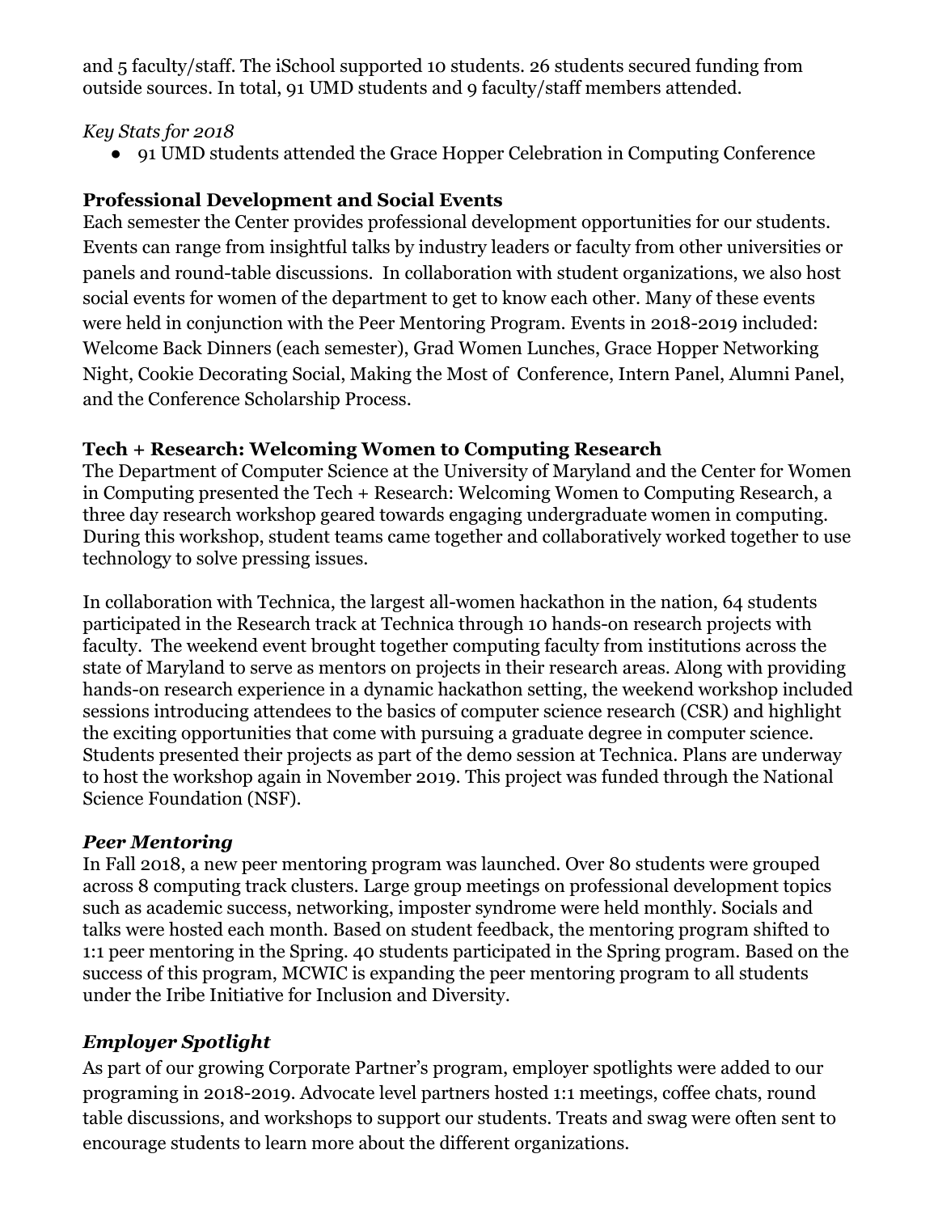and 5 faculty/staff. The iSchool supported 10 students. 26 students secured funding from outside sources. In total, 91 UMD students and 9 faculty/staff members attended.

*Key Stats for 2018*

- 91 UMD students attended the Grace Hopper Celebration in Computing Conference

**Professional Development and Social Events**

Each semester the Center provides professional development opportunities for our students. Events can range from insightful talks by industry leaders or faculty from other universities or panels and round-table discussions. In collaboration with student organizations, we also host social events for women of the department to get to know each other. Many of these events were held in conjunction with the Peer Mentoring Program. Events in 2018-2019 included: Welcome Back Dinners (each semester), Grad Women Lunches, Grace Hopper Networking Night, Cookie Decorating Social, Making the Most of Conference, Intern Panel, Alumni Panel, and the Conference Scholarship Process.

**Tech + Research: Welcoming Women to Computing Research**

The Department of Computer Science at the University of Maryland and the Center for Women in Computing presented the Tech + Research: Welcoming Women to Computing Research, a three day research workshop geared towards engaging undergraduate women in computing. During this workshop, student teams came together and collaboratively worked together to use technology to solve pressing issues.

In collaboration with Technica, the largest all-women hackathon in the nation, 64 students participated in the Research track at Technica through 10 hands-on research projects with faculty. The weekend event brought together computing faculty from institutions across the state of Maryland to serve as mentors on projects in their research areas. Along with providing hands-on research experience in a dynamic hackathon setting, the weekend workshop included sessions introducing attendees to the basics of computer science research (CSR) and highlight the exciting opportunities that come with pursuing a graduate degree in computer science. Students presented their projects as part of the demo session at Technica. Plans are underway to host the workshop again in November 2019. This project was funded through the National Science Foundation (NSF).

***Peer Mentoring***

In Fall 2018, a new peer mentoring program was launched. Over 80 students were grouped across 8 computing track clusters. Large group meetings on professional development topics such as academic success, networking, imposter syndrome were held monthly. Socials and talks were hosted each month. Based on student feedback, the mentoring program shifted to 1:1 peer mentoring in the Spring. 40 students participated in the Spring program. Based on the success of this program, MCWIC is expanding the peer mentoring program to all students under the Iribe Initiative for Inclusion and Diversity.

***Employer Spotlight***

As part of our growing Corporate Partner's program, employer spotlights were added to our programing in 2018-2019. Advocate level partners hosted 1:1 meetings, coffee chats, round table discussions, and workshops to support our students. Treats and swag were often sent to encourage students to learn more about the different organizations.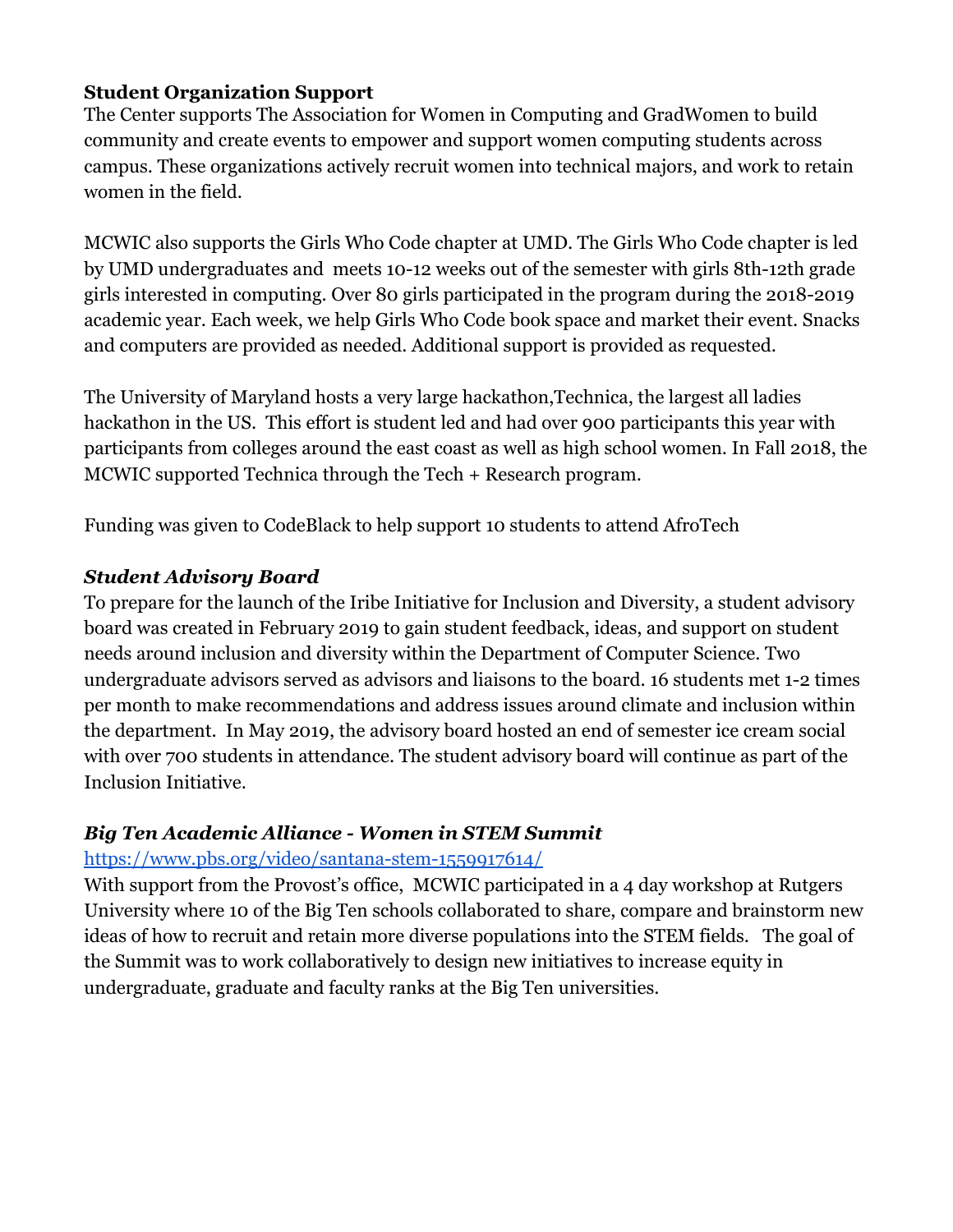**Student Organization Support**

The Center supports The Association for Women in Computing and GradWomen to build community and create events to empower and support women computing students across campus. These organizations actively recruit women into technical majors, and work to retain women in the field.

MCWIC also supports the Girls Who Code chapter at UMD. The Girls Who Code chapter is led by UMD undergraduates and meets 10-12 weeks out of the semester with girls 8th-12th grade girls interested in computing. Over 80 girls participated in the program during the 2018-2019 academic year. Each week, we help Girls Who Code book space and market their event. Snacks and computers are provided as needed. Additional support is provided as requested.

The University of Maryland hosts a very large hackathon,Technica, the largest all ladies hackathon in the US. This effort is student led and had over 900 participants this year with participants from colleges around the east coast as well as high school women. In Fall 2018, the MCWIC supported Technica through the Tech + Research program.

Funding was given to CodeBlack to help support 10 students to attend AfroTech

### *Student Advisory Board*

To prepare for the launch of the Iribe Initiative for Inclusion and Diversity, a student advisory board was created in February 2019 to gain student feedback, ideas, and support on student needs around inclusion and diversity within the Department of Computer Science. Two undergraduate advisors served as advisors and liaisons to the board. 16 students met 1-2 times per month to make recommendations and address issues around climate and inclusion within the department. In May 2019, the advisory board hosted an end of semester ice cream social with over 700 students in attendance. The student advisory board will continue as part of the Inclusion Initiative.

### *Big Ten Academic Alliance - Women in STEM Summit*

https://www.pbs.org/video/santana-stem-1559917614/

With support from the Provost's office, MCWIC participated in a 4 day workshop at Rutgers University where 10 of the Big Ten schools collaborated to share, compare and brainstorm new ideas of how to recruit and retain more diverse populations into the STEM fields. The goal of the Summit was to work collaboratively to design new initiatives to increase equity in undergraduate, graduate and faculty ranks at the Big Ten universities.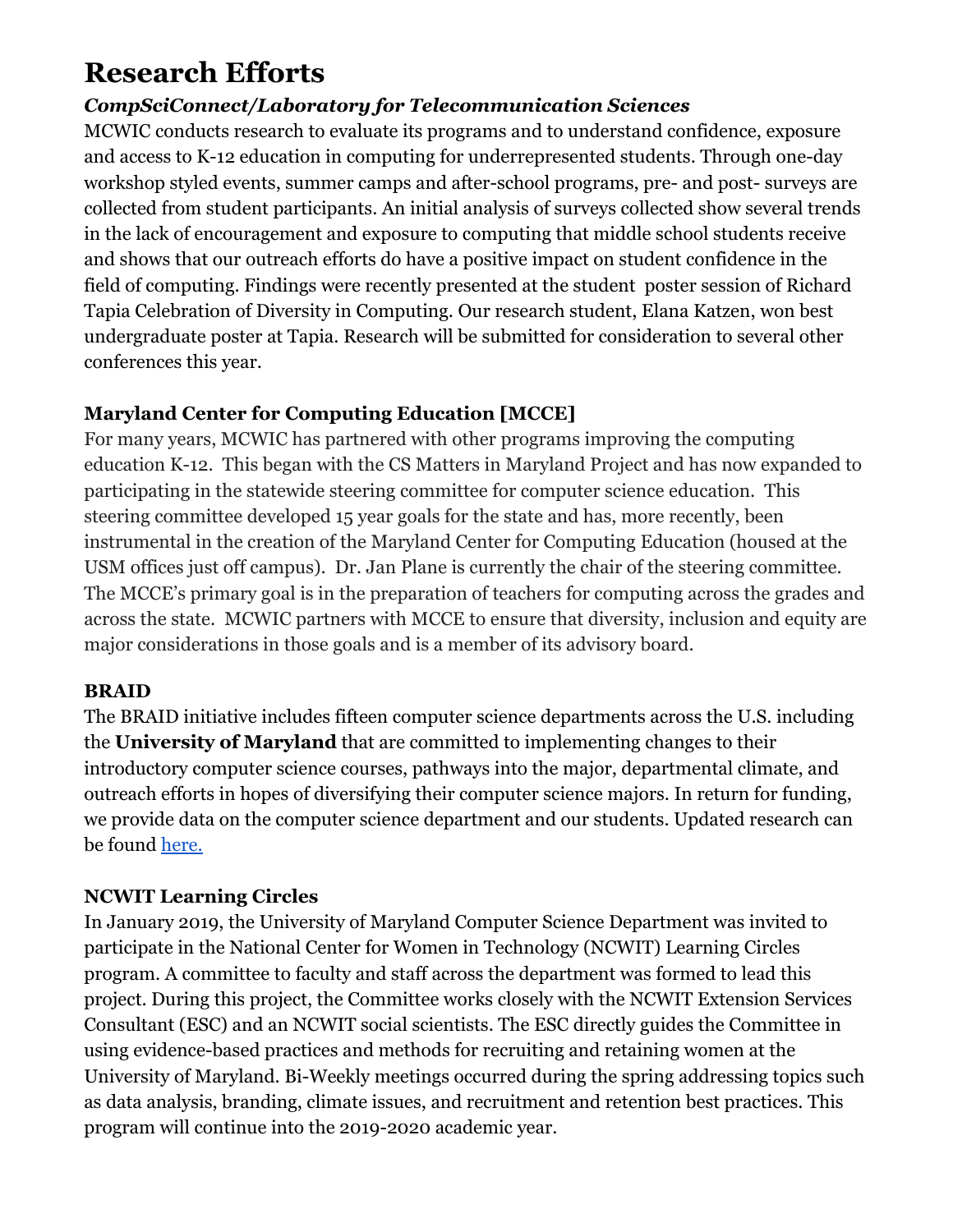# Research Efforts

### *CompSciConnect/Laboratory for Telecommunication Sciences*

MCWIC conducts research to evaluate its programs and to understand confidence, exposure and access to K-12 education in computing for underrepresented students. Through one-day workshop styled events, summer camps and after-school programs, pre- and post- surveys are collected from student participants. An initial analysis of surveys collected show several trends in the lack of encouragement and exposure to computing that middle school students receive and shows that our outreach efforts do have a positive impact on student confidence in the field of computing. Findings were recently presented at the student poster session of Richard Tapia Celebration of Diversity in Computing. Our research student, Elana Katzen, won best undergraduate poster at Tapia. Research will be submitted for consideration to several other conferences this year.

### Maryland Center for Computing Education [MCCE]

For many years, MCWIC has partnered with other programs improving the computing education K-12. This began with the CS Matters in Maryland Project and has now expanded to participating in the statewide steering committee for computer science education. This steering committee developed 15 year goals for the state and has, more recently, been instrumental in the creation of the Maryland Center for Computing Education (housed at the USM offices just off campus). Dr. Jan Plane is currently the chair of the steering committee. The MCCE's primary goal is in the preparation of teachers for computing across the grades and across the state. MCWIC partners with MCCE to ensure that diversity, inclusion and equity are major considerations in those goals and is a member of its advisory board.

### BRAID

The BRAID initiative includes fifteen computer science departments across the U.S. including the **University of Maryland** that are committed to implementing changes to their introductory computer science courses, pathways into the major, departmental climate, and outreach efforts in hopes of diversifying their computer science majors. In return for funding, we provide data on the computer science department and our students. Updated research can be found here.

### NCWIT Learning Circles

In January 2019, the University of Maryland Computer Science Department was invited to participate in the National Center for Women in Technology (NCWIT) Learning Circles program. A committee to faculty and staff across the department was formed to lead this project. During this project, the Committee works closely with the NCWIT Extension Services Consultant (ESC) and an NCWIT social scientists. The ESC directly guides the Committee in using evidence-based practices and methods for recruiting and retaining women at the University of Maryland. Bi-Weekly meetings occurred during the spring addressing topics such as data analysis, branding, climate issues, and recruitment and retention best practices. This program will continue into the 2019-2020 academic year.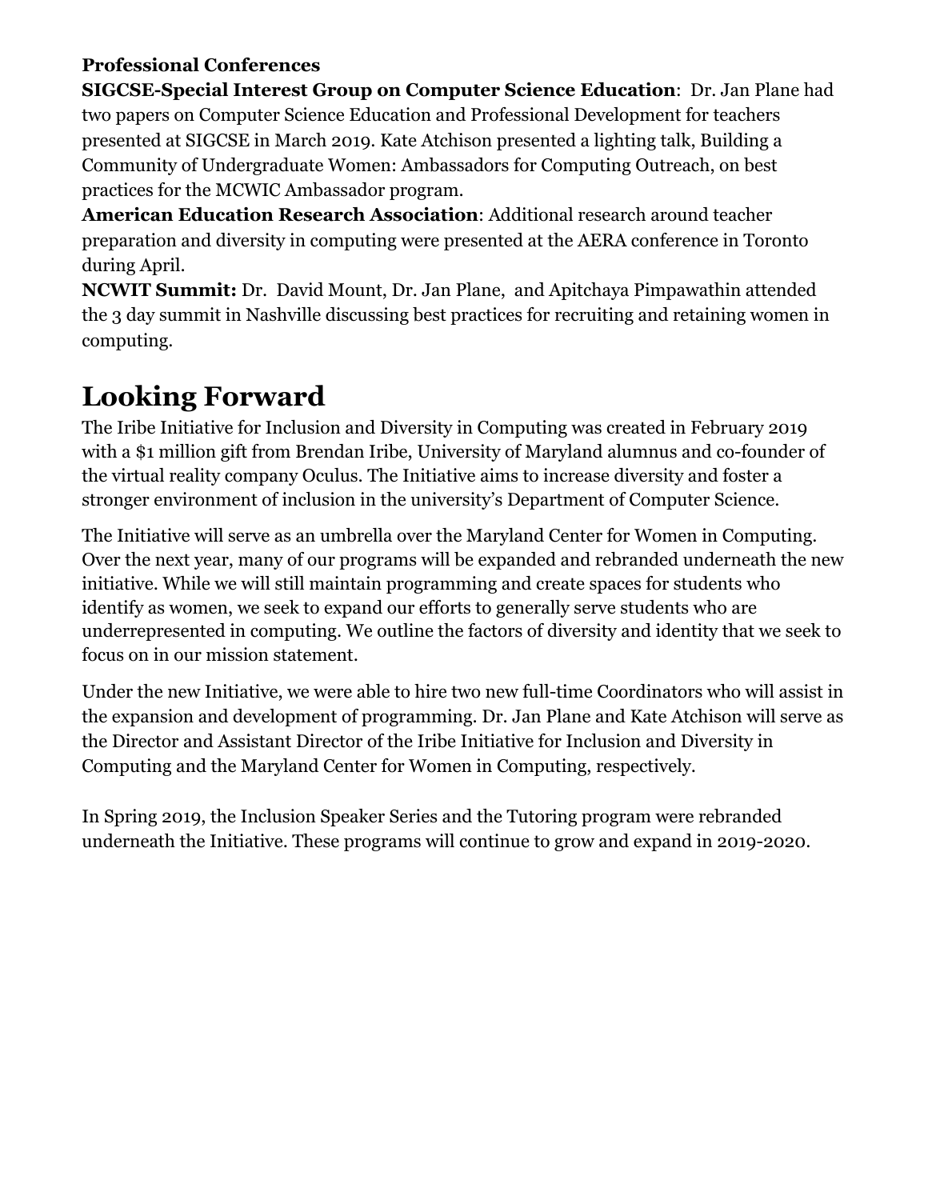**Professional Conferences**

**SIGCSE-Special Interest Group on Computer Science Education**: Dr. Jan Plane had two papers on Computer Science Education and Professional Development for teachers presented at SIGCSE in March 2019. Kate Atchison presented a lighting talk, Building a Community of Undergraduate Women: Ambassadors for Computing Outreach, on best practices for the MCWIC Ambassador program.

**American Education Research Association**: Additional research around teacher preparation and diversity in computing were presented at the AERA conference in Toronto during April.

**NCWIT Summit:** Dr. David Mount, Dr. Jan Plane, and Apitchaya Pimpawathin attended the 3 day summit in Nashville discussing best practices for recruiting and retaining women in computing.

# Looking Forward

The Iribe Initiative for Inclusion and Diversity in Computing was created in February 2019 with a $1 million gift from Brendan Iribe, University of Maryland alumnus and co-founder of the virtual reality company Oculus. The Initiative aims to increase diversity and foster a stronger environment of inclusion in the university's Department of Computer Science.

The Initiative will serve as an umbrella over the Maryland Center for Women in Computing. Over the next year, many of our programs will be expanded and rebranded underneath the new initiative. While we will still maintain programming and create spaces for students who identify as women, we seek to expand our efforts to generally serve students who are underrepresented in computing. We outline the factors of diversity and identity that we seek to focus on in our mission statement.

Under the new Initiative, we were able to hire two new full-time Coordinators who will assist in the expansion and development of programming. Dr. Jan Plane and Kate Atchison will serve as the Director and Assistant Director of the Iribe Initiative for Inclusion and Diversity in Computing and the Maryland Center for Women in Computing, respectively.

In Spring 2019, the Inclusion Speaker Series and the Tutoring program were rebranded underneath the Initiative. These programs will continue to grow and expand in 2019-2020.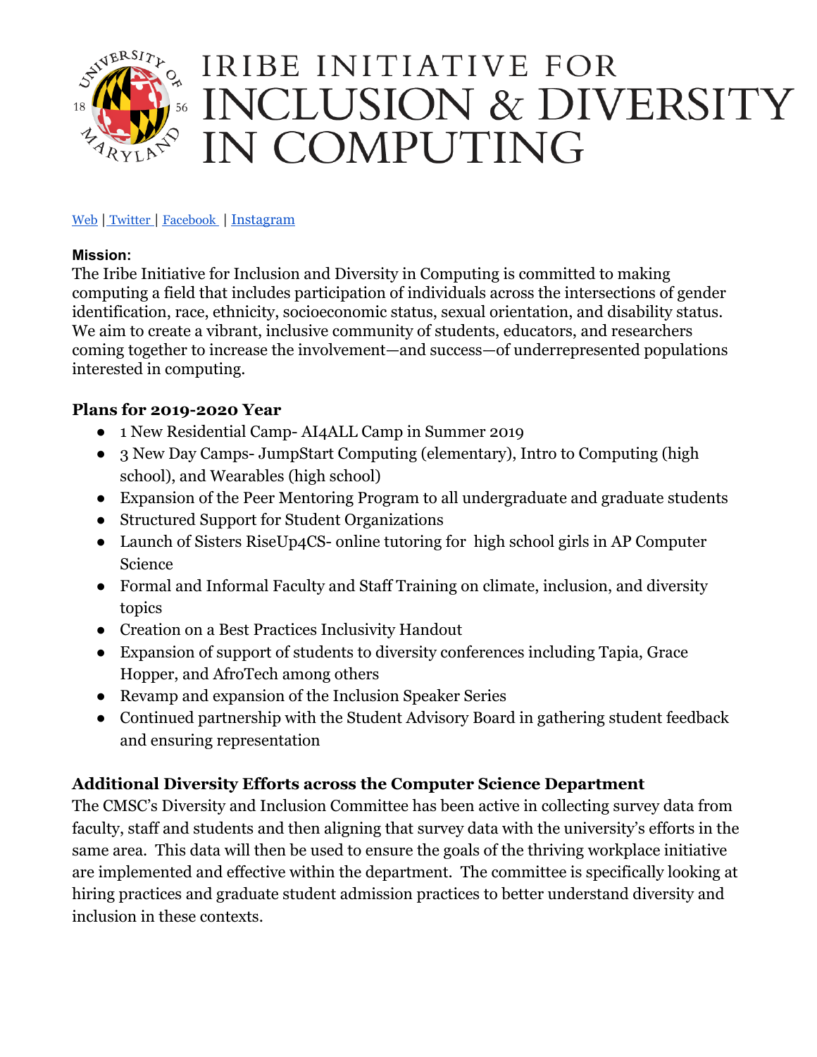# IRIBE INITIATIVE FOR INCLUSION & DIVERSITY IN COMPUTING

Web | Twitter | Facebook | Instagram

**Mission:**
The Iribe Initiative for Inclusion and Diversity in Computing is committed to making computing a field that includes participation of individuals across the intersections of gender identification, race, ethnicity, socioeconomic status, sexual orientation, and disability status. We aim to create a vibrant, inclusive community of students, educators, and researchers coming together to increase the involvement—and success—of underrepresented populations interested in computing.

## Plans for 2019-2020 Year

- 1 New Residential Camp- AI4ALL Camp in Summer 2019
- 3 New Day Camps- JumpStart Computing (elementary), Intro to Computing (high school), and Wearables (high school)
- Expansion of the Peer Mentoring Program to all undergraduate and graduate students
- Structured Support for Student Organizations
- Launch of Sisters RiseUp4CS- online tutoring for high school girls in AP Computer Science
- Formal and Informal Faculty and Staff Training on climate, inclusion, and diversity topics
- Creation on a Best Practices Inclusivity Handout
- Expansion of support of students to diversity conferences including Tapia, Grace Hopper, and AfroTech among others
- Revamp and expansion of the Inclusion Speaker Series
- Continued partnership with the Student Advisory Board in gathering student feedback and ensuring representation

## Additional Diversity Efforts across the Computer Science Department

The CMSC's Diversity and Inclusion Committee has been active in collecting survey data from faculty, staff and students and then aligning that survey data with the university's efforts in the same area. This data will then be used to ensure the goals of the thriving workplace initiative are implemented and effective within the department. The committee is specifically looking at hiring practices and graduate student admission practices to better understand diversity and inclusion in these contexts.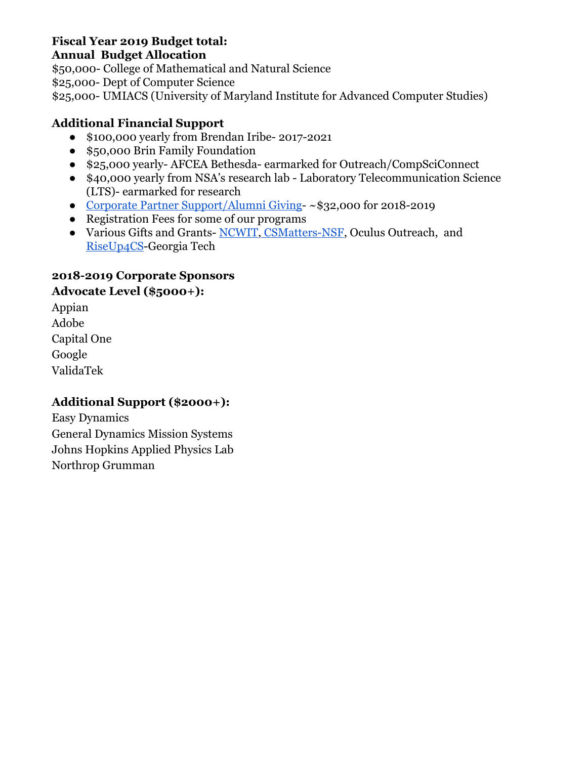**Fiscal Year 2019 Budget total:**

**Annual Budget Allocation**

$50,000- College of Mathematical and Natural Science
$25,000- Dept of Computer Science
$25,000- UMIACS (University of Maryland Institute for Advanced Computer Studies)

**Additional Financial Support**

- $100,000 yearly from Brendan Iribe- 2017-2021
- $50,000 Brin Family Foundation
- $25,000 yearly- AFCEA Bethesda- earmarked for Outreach/CompSciConnect
- $40,000 yearly from NSA's research lab - Laboratory Telecommunication Science (LTS)- earmarked for research
- Corporate Partner Support/Alumni Giving- ~$32,000 for 2018-2019
- Registration Fees for some of our programs
- Various Gifts and Grants- NCWIT, CSMatters-NSF, Oculus Outreach, and RiseUp4CS-Georgia Tech

**2018-2019 Corporate Sponsors**

**Advocate Level ($5000+):**

Appian
Adobe
Capital One
Google
ValidaTek

**Additional Support ($2000+):**

Easy Dynamics
General Dynamics Mission Systems
Johns Hopkins Applied Physics Lab
Northrop Grumman